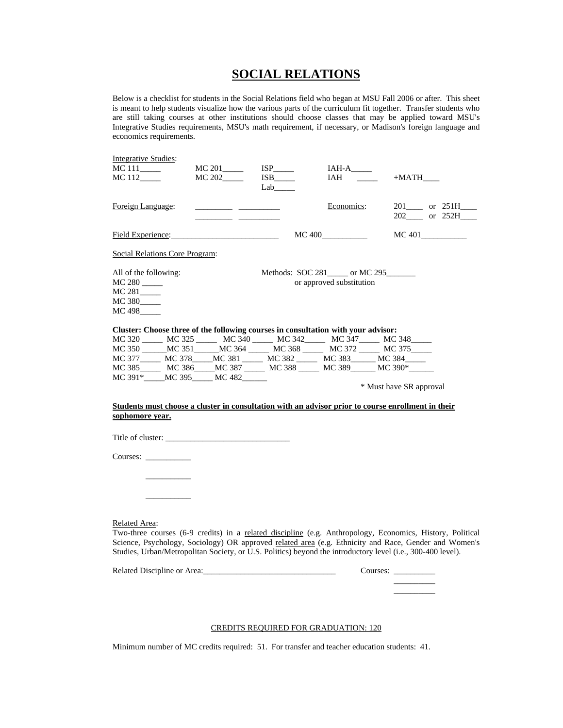# SOCIAL RELATIONS

Below is a checklist for students in the Social Relations field who began at MSU Fall 2006 or after. This sheet is meant to help students visualize how the various parts of the curriculum fit together. Transfer students who are still taking courses at other institutions should choose classes that may be applied toward MSU's Integrative Studies requirements, MSU's math requirement, if necessary, or Madison's foreign language and economics requirements.

Integrative Studies:

MC 111_____ MC 201_____ ISP_____ IAH-A_____

MC 112_____ MC 202_____ ISB_____ IAH _____ +MATH____

Lab_____

Foreign Language: _________ _________ Economics: 201____ or 251H____

_________ _________ 202____ or 252H____

Field Experience:_________________________ MC 400___________ MC 401___________

Social Relations Core Program:

All of the following:

MC 280 _____

MC 281_____

MC 380_____

MC 498_____

Methods: SOC 281_____ or MC 295_______
or approved substitution

**Cluster: Choose three of the following courses in consultation with your advisor:**

MC 320 _____ MC 325 _____ MC 340 _____ MC 342_____ MC 347_____ MC 348_____

MC 350 ______MC 351______MC 364 _____ MC 368 _____ MC 372 _____ MC 375_____

MC 377_____ MC 378_____MC 381 _____ MC 382 _____ MC 383______ MC 384_____

MC 385_____ MC 386_____MC 387 _____ MC 388 _____ MC 389______ MC 390*______

MC 391*_____MC 395_____ MC 482______

\* Must have SR approval

**Students must choose a cluster in consultation with an advisor prior to course enrollment in their sophomore year.**

Title of cluster: ______________________________

Courses: ___________

___________

___________

Related Area:

Two-three courses (6-9 credits) in a related discipline (e.g. Anthropology, Economics, History, Political Science, Psychology, Sociology) OR approved related area (e.g. Ethnicity and Race, Gender and Women's Studies, Urban/Metropolitan Society, or U.S. Politics) beyond the introductory level (i.e., 300-400 level).

Related Discipline or Area:________________________________ Courses: __________

__________

__________

CREDITS REQUIRED FOR GRADUATION: 120

Minimum number of MC credits required: 51. For transfer and teacher education students: 41.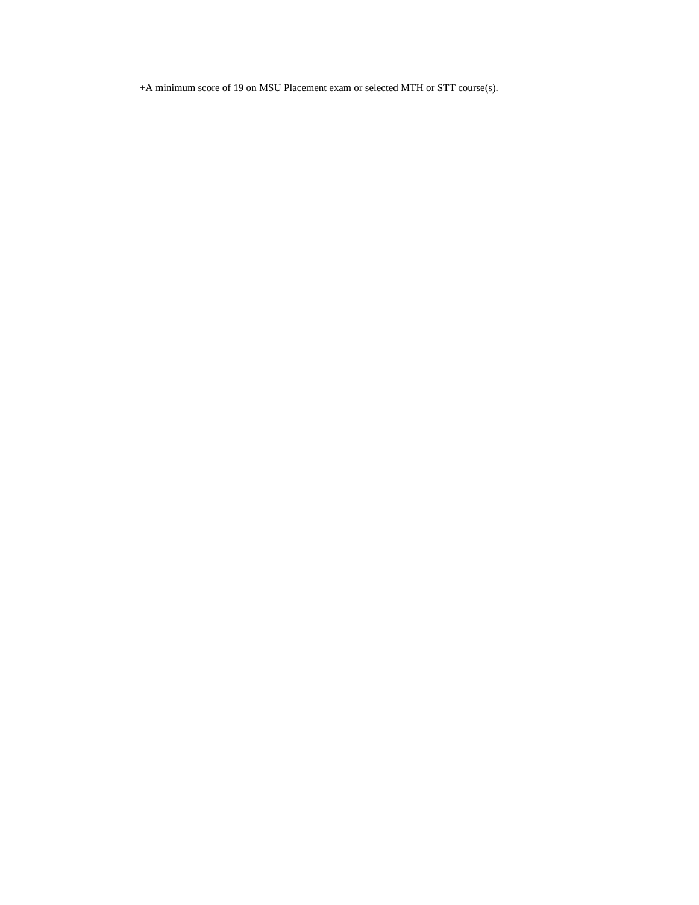+A minimum score of 19 on MSU Placement exam or selected MTH or STT course(s).